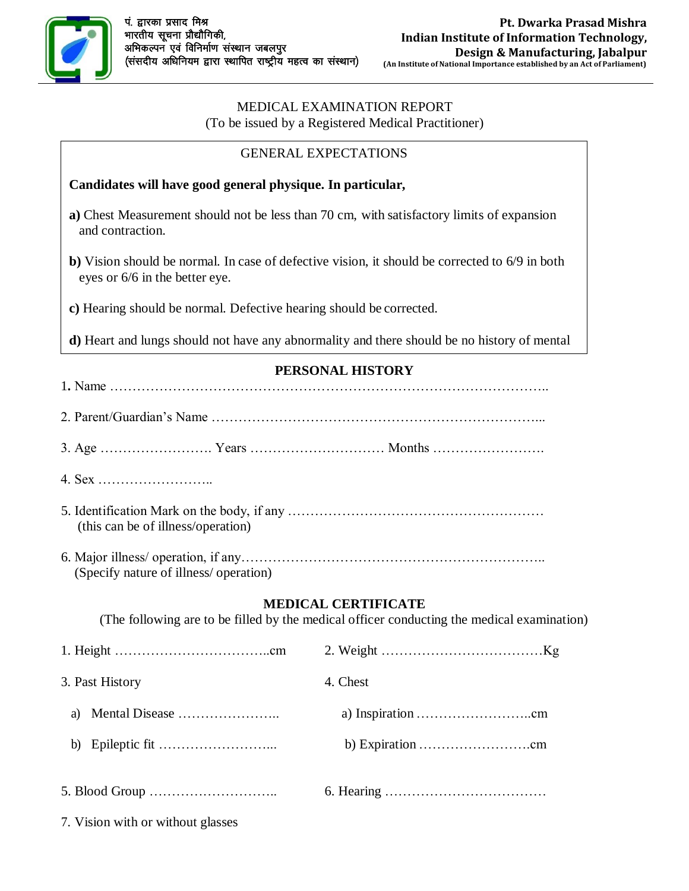पं. द्वारका प्रसाद मिश्र
भारतीय सूचना प्रौद्योगिकी,
अभिकल्पन एवं विनिर्माण संस्थान जबलपुर
(संसदीय अधिनियम द्वारा स्थापित राष्ट्रीय महत्व का संस्थान)

**Pt. Dwarka Prasad Mishra**
**Indian Institute of Information Technology,**
**Design & Manufacturing, Jabalpur**
**(An Institute of National Importance established by an Act of Parliament)**

# MEDICAL EXAMINATION REPORT

(To be issued by a Registered Medical Practitioner)

## GENERAL EXPECTATIONS

**Candidates will have good general physique. In particular,**

**a)** Chest Measurement should not be less than 70 cm, with satisfactory limits of expansion and contraction.

**b)** Vision should be normal. In case of defective vision, it should be corrected to 6/9 in both eyes or 6/6 in the better eye.

**c)** Hearing should be normal. Defective hearing should be corrected.

**d)** Heart and lungs should not have any abnormality and there should be no history of mental

## PERSONAL HISTORY

1. Name ………………………………………………………………………………………..

2. Parent/Guardian's Name ………………………………………………………………...

3. Age ……………………. Years ………………………… Months …………………….

4. Sex ……………………..

5. Identification Mark on the body, if any …………………………………………………
   (this can be of illness/operation)

6. Major illness/ operation, if any…………………………………………………………..
   (Specify nature of illness/ operation)

## MEDICAL CERTIFICATE

(The following are to be filled by the medical officer conducting the medical examination)

1. Height ……………………………..cm

2. Weight ………………………………Kg

3. Past History
   a) Mental Disease …………………..
   b) Epileptic fit ……………………...

4. Chest
   a) Inspiration ……………………..cm
   b) Expiration …………………….cm

5. Blood Group ………………………..

6. Hearing ………………………………

7. Vision with or without glasses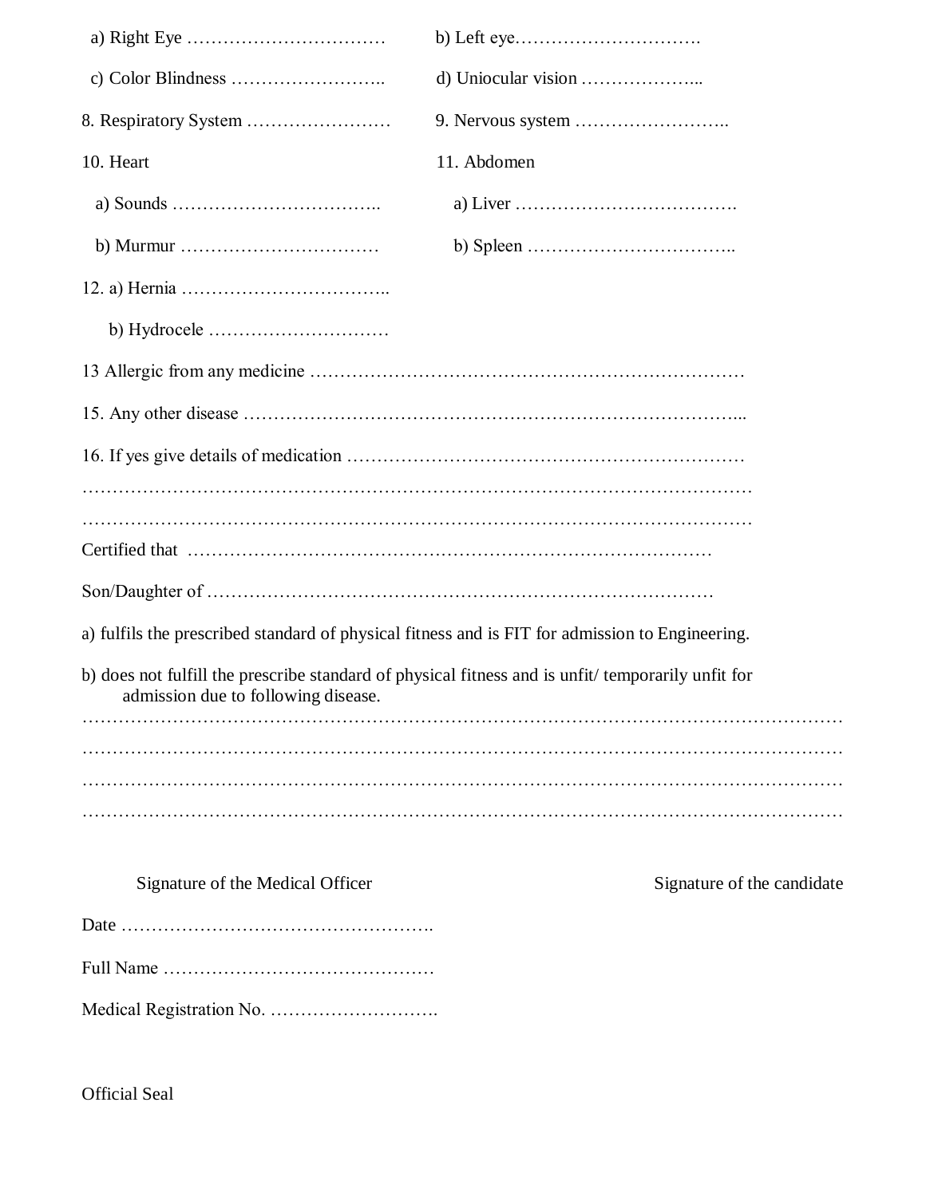a) Right Eye …………………………… b) Left eye………………………….

c) Color Blindness …………………….. d) Uniocular vision ………………...

8. Respiratory System …………………… 9. Nervous system ……………………..

10. Heart

a) Sounds ……………………………..

b) Murmur ……………………………

11. Abdomen

a) Liver ……………………………….

b) Spleen ……………………………..

12. a) Hernia ……………………………..

b) Hydrocele …………………………

13 Allergic from any medicine ………………………………………………………………

15. Any other disease ……………………………………………………………………...

16. If yes give details of medication ………………………………………………………
…………………………………………………………………………………………………
…………………………………………………………………………………………………

Certified that ………………………………………………………………………………

Son/Daughter of …………………………………………………………………………

a) fulfils the prescribed standard of physical fitness and is FIT for admission to Engineering.

b) does not fulfill the prescribe standard of physical fitness and is unfit/ temporarily unfit for admission due to following disease.

……………………………………………………………………………………………………………
……………………………………………………………………………………………………………
……………………………………………………………………………………………………………
……………………………………………………………………………………………………………

Signature of the Medical Officer

Signature of the candidate

Date …………………………………………….

Full Name ………………………………………

Medical Registration No. ……………………….

Official Seal